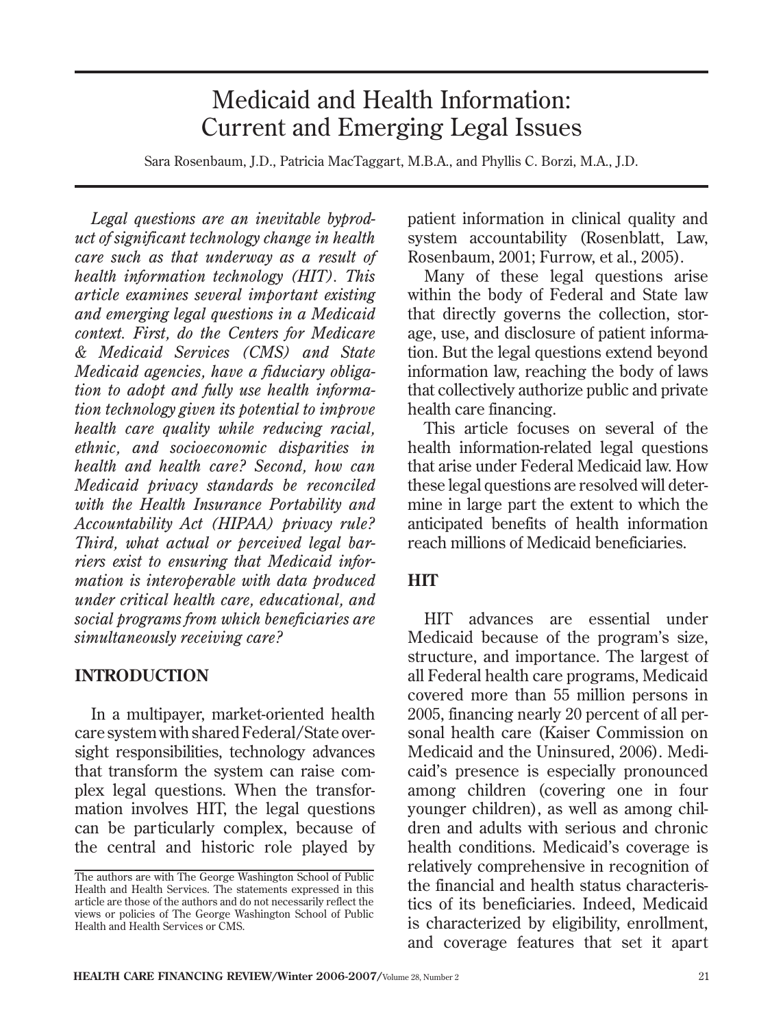# Medicaid and Health Information: Current and Emerging Legal Issues

Sara Rosenbaum, J.D., Patricia MacTaggart, M.B.A., and Phyllis C. Borzi, M.A., J.D.

*Legal questions are an inevitable byproduct of significant technology change in health care such as that underway as a result of health information technology (HIT). This article examines several important existing and emerging legal questions in a Medicaid context. First, do the Centers for Medicare & Medicaid Services (CMS) and State Medicaid agencies, have a fiduciary obligation to adopt and fully use health information technology given its potential to improve health care quality while reducing racial, ethnic, and socioeconomic disparities in health and health care? Second, how can Medicaid privacy standards be reconciled with the Health Insurance Portability and Accountability Act (HIPAA) privacy rule? Third, what actual or perceived legal barriers exist to ensuring that Medicaid information is interoperable with data produced under critical health care, educational, and social programs from which beneficiaries are simultaneously receiving care?*

## INTRODUCTION

In a multipayer, market-oriented health care system with shared Federal/State oversight responsibilities, technology advances that transform the system can raise complex legal questions. When the transformation involves HIT, the legal questions can be particularly complex, because of the central and historic role played by patient information in clinical quality and system accountability (Rosenblatt, Law, Rosenbaum, 2001; Furrow, et al., 2005).

Many of these legal questions arise within the body of Federal and State law that directly governs the collection, storage, use, and disclosure of patient information. But the legal questions extend beyond information law, reaching the body of laws that collectively authorize public and private health care financing.

This article focuses on several of the health information-related legal questions that arise under Federal Medicaid law. How these legal questions are resolved will determine in large part the extent to which the anticipated benefits of health information reach millions of Medicaid beneficiaries.

## HIT

HIT advances are essential under Medicaid because of the program's size, structure, and importance. The largest of all Federal health care programs, Medicaid covered more than 55 million persons in 2005, financing nearly 20 percent of all personal health care (Kaiser Commission on Medicaid and the Uninsured, 2006). Medicaid's presence is especially pronounced among children (covering one in four younger children), as well as among children and adults with serious and chronic health conditions. Medicaid's coverage is relatively comprehensive in recognition of the financial and health status characteristics of its beneficiaries. Indeed, Medicaid is characterized by eligibility, enrollment, and coverage features that set it apart

The authors are with The George Washington School of Public Health and Health Services. The statements expressed in this article are those of the authors and do not necessarily reflect the views or policies of The George Washington School of Public Health and Health Services or CMS.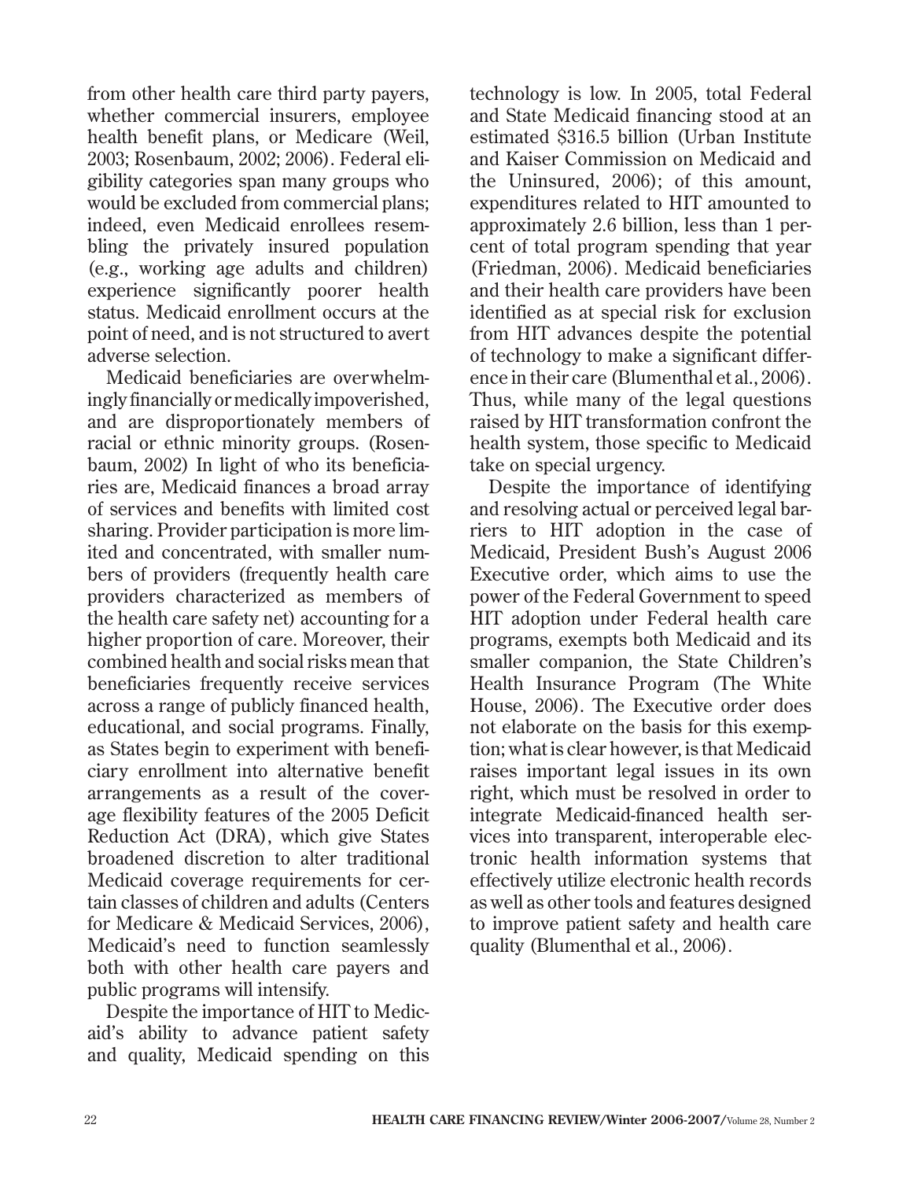from other health care third party payers, whether commercial insurers, employee health benefit plans, or Medicare (Weil, 2003; Rosenbaum, 2002; 2006). Federal eligibility categories span many groups who would be excluded from commercial plans; indeed, even Medicaid enrollees resembling the privately insured population (e.g., working age adults and children) experience significantly poorer health status. Medicaid enrollment occurs at the point of need, and is not structured to avert adverse selection.

Medicaid beneficiaries are overwhelmingly financially or medically impoverished, and are disproportionately members of racial or ethnic minority groups. (Rosenbaum, 2002) In light of who its beneficiaries are, Medicaid finances a broad array of services and benefits with limited cost sharing. Provider participation is more limited and concentrated, with smaller numbers of providers (frequently health care providers characterized as members of the health care safety net) accounting for a higher proportion of care. Moreover, their combined health and social risks mean that beneficiaries frequently receive services across a range of publicly financed health, educational, and social programs. Finally, as States begin to experiment with beneficiary enrollment into alternative benefit arrangements as a result of the coverage flexibility features of the 2005 Deficit Reduction Act (DRA), which give States broadened discretion to alter traditional Medicaid coverage requirements for certain classes of children and adults (Centers for Medicare & Medicaid Services, 2006), Medicaid's need to function seamlessly both with other health care payers and public programs will intensify.

Despite the importance of HIT to Medicaid's ability to advance patient safety and quality, Medicaid spending on this technology is low. In 2005, total Federal and State Medicaid financing stood at an estimated $316.5 billion (Urban Institute and Kaiser Commission on Medicaid and the Uninsured, 2006); of this amount, expenditures related to HIT amounted to approximately 2.6 billion, less than 1 percent of total program spending that year (Friedman, 2006). Medicaid beneficiaries and their health care providers have been identified as at special risk for exclusion from HIT advances despite the potential of technology to make a significant difference in their care (Blumenthal et al., 2006). Thus, while many of the legal questions raised by HIT transformation confront the health system, those specific to Medicaid take on special urgency.

Despite the importance of identifying and resolving actual or perceived legal barriers to HIT adoption in the case of Medicaid, President Bush's August 2006 Executive order, which aims to use the power of the Federal Government to speed HIT adoption under Federal health care programs, exempts both Medicaid and its smaller companion, the State Children's Health Insurance Program (The White House, 2006). The Executive order does not elaborate on the basis for this exemption; what is clear however, is that Medicaid raises important legal issues in its own right, which must be resolved in order to integrate Medicaid-financed health services into transparent, interoperable electronic health information systems that effectively utilize electronic health records as well as other tools and features designed to improve patient safety and health care quality (Blumenthal et al., 2006).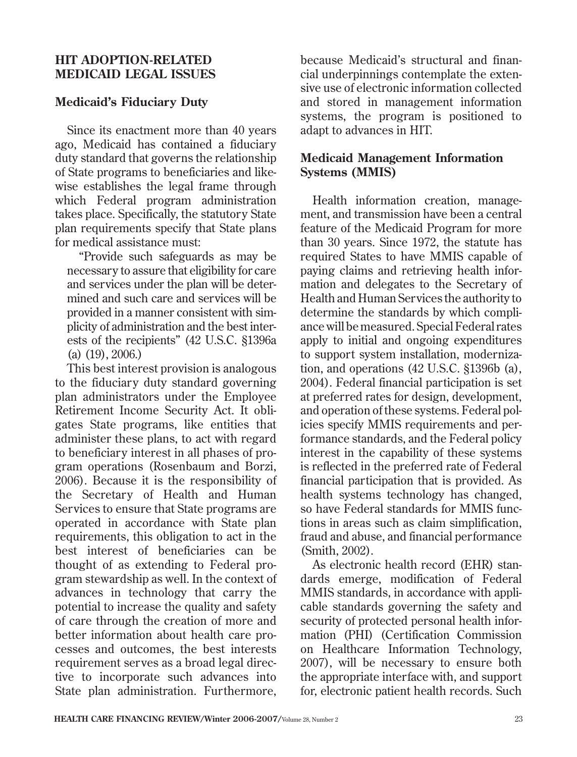## HIT ADOPTION-RELATED MEDICAID LEGAL ISSUES

### Medicaid's Fiduciary Duty

Since its enactment more than 40 years ago, Medicaid has contained a fiduciary duty standard that governs the relationship of State programs to beneficiaries and likewise establishes the legal frame through which Federal program administration takes place. Specifically, the statutory State plan requirements specify that State plans for medical assistance must:

> "Provide such safeguards as may be necessary to assure that eligibility for care and services under the plan will be determined and such care and services will be provided in a manner consistent with simplicity of administration and the best interests of the recipients" (42 U.S.C. §1396a (a) (19), 2006.)

This best interest provision is analogous to the fiduciary duty standard governing plan administrators under the Employee Retirement Income Security Act. It obligates State programs, like entities that administer these plans, to act with regard to beneficiary interest in all phases of program operations (Rosenbaum and Borzi, 2006). Because it is the responsibility of the Secretary of Health and Human Services to ensure that State programs are operated in accordance with State plan requirements, this obligation to act in the best interest of beneficiaries can be thought of as extending to Federal program stewardship as well. In the context of advances in technology that carry the potential to increase the quality and safety of care through the creation of more and better information about health care processes and outcomes, the best interests requirement serves as a broad legal directive to incorporate such advances into State plan administration. Furthermore, because Medicaid's structural and financial underpinnings contemplate the extensive use of electronic information collected and stored in management information systems, the program is positioned to adapt to advances in HIT.

### Medicaid Management Information Systems (MMIS)

Health information creation, management, and transmission have been a central feature of the Medicaid Program for more than 30 years. Since 1972, the statute has required States to have MMIS capable of paying claims and retrieving health information and delegates to the Secretary of Health and Human Services the authority to determine the standards by which compliance will be measured. Special Federal rates apply to initial and ongoing expenditures to support system installation, modernization, and operations (42 U.S.C. §1396b (a), 2004). Federal financial participation is set at preferred rates for design, development, and operation of these systems. Federal policies specify MMIS requirements and performance standards, and the Federal policy interest in the capability of these systems is reflected in the preferred rate of Federal financial participation that is provided. As health systems technology has changed, so have Federal standards for MMIS functions in areas such as claim simplification, fraud and abuse, and financial performance (Smith, 2002).

As electronic health record (EHR) standards emerge, modification of Federal MMIS standards, in accordance with applicable standards governing the safety and security of protected personal health information (PHI) (Certification Commission on Healthcare Information Technology, 2007), will be necessary to ensure both the appropriate interface with, and support for, electronic patient health records. Such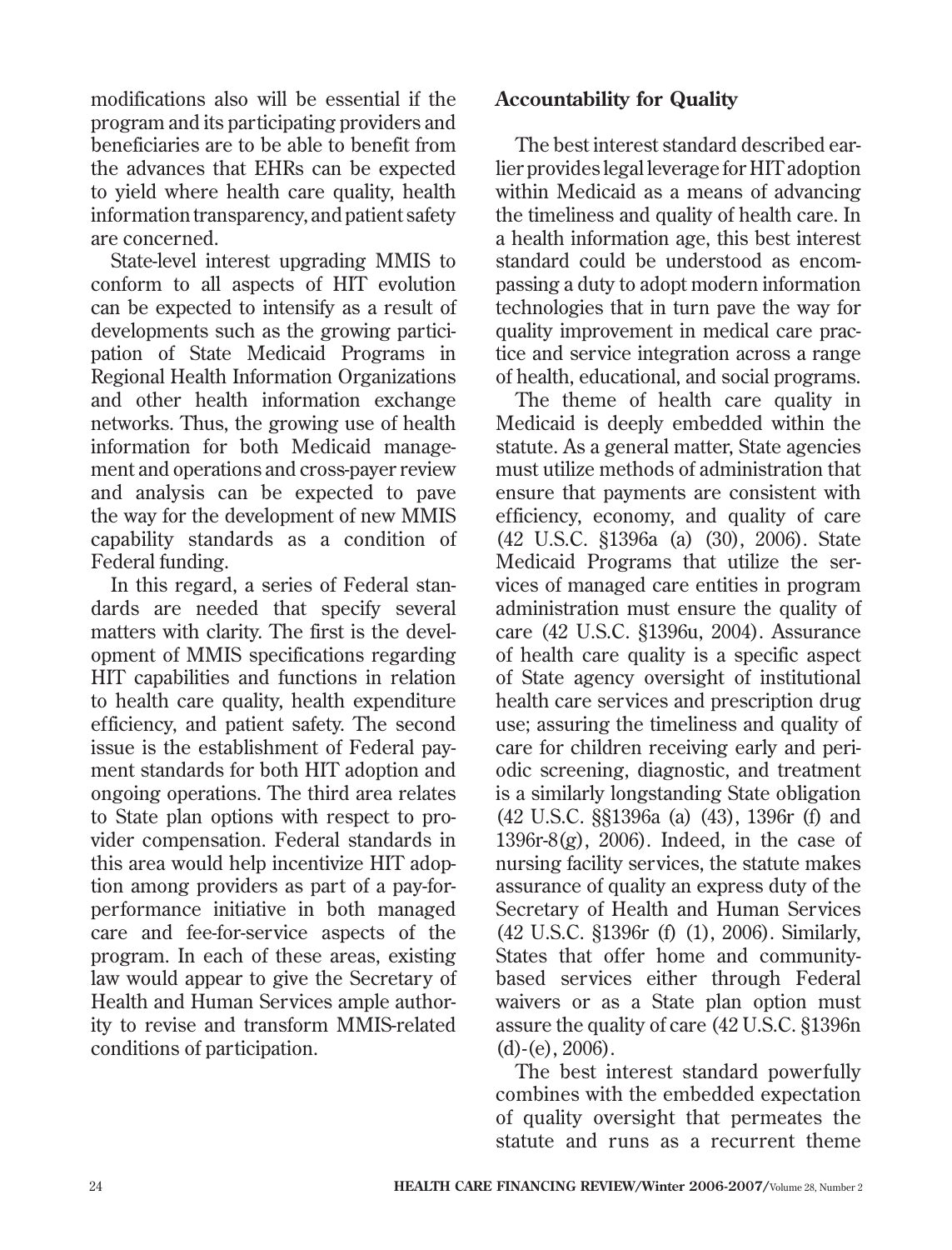modifications also will be essential if the program and its participating providers and beneficiaries are to be able to benefit from the advances that EHRs can be expected to yield where health care quality, health information transparency, and patient safety are concerned.

State-level interest upgrading MMIS to conform to all aspects of HIT evolution can be expected to intensify as a result of developments such as the growing participation of State Medicaid Programs in Regional Health Information Organizations and other health information exchange networks. Thus, the growing use of health information for both Medicaid management and operations and cross-payer review and analysis can be expected to pave the way for the development of new MMIS capability standards as a condition of Federal funding.

In this regard, a series of Federal standards are needed that specify several matters with clarity. The first is the development of MMIS specifications regarding HIT capabilities and functions in relation to health care quality, health expenditure efficiency, and patient safety. The second issue is the establishment of Federal payment standards for both HIT adoption and ongoing operations. The third area relates to State plan options with respect to provider compensation. Federal standards in this area would help incentivize HIT adoption among providers as part of a pay-for-performance initiative in both managed care and fee-for-service aspects of the program. In each of these areas, existing law would appear to give the Secretary of Health and Human Services ample authority to revise and transform MMIS-related conditions of participation.

### Accountability for Quality

The best interest standard described earlier provides legal leverage for HIT adoption within Medicaid as a means of advancing the timeliness and quality of health care. In a health information age, this best interest standard could be understood as encompassing a duty to adopt modern information technologies that in turn pave the way for quality improvement in medical care practice and service integration across a range of health, educational, and social programs.

The theme of health care quality in Medicaid is deeply embedded within the statute. As a general matter, State agencies must utilize methods of administration that ensure that payments are consistent with efficiency, economy, and quality of care (42 U.S.C. §1396a (a) (30), 2006). State Medicaid Programs that utilize the services of managed care entities in program administration must ensure the quality of care (42 U.S.C. §1396u, 2004). Assurance of health care quality is a specific aspect of State agency oversight of institutional health care services and prescription drug use; assuring the timeliness and quality of care for children receiving early and periodic screening, diagnostic, and treatment is a similarly longstanding State obligation (42 U.S.C. §§1396a (a) (43), 1396r (f) and 1396r-8(g), 2006). Indeed, in the case of nursing facility services, the statute makes assurance of quality an express duty of the Secretary of Health and Human Services (42 U.S.C. §1396r (f) (1), 2006). Similarly, States that offer home and community-based services either through Federal waivers or as a State plan option must assure the quality of care (42 U.S.C. §1396n (d)-(e), 2006).

The best interest standard powerfully combines with the embedded expectation of quality oversight that permeates the statute and runs as a recurrent theme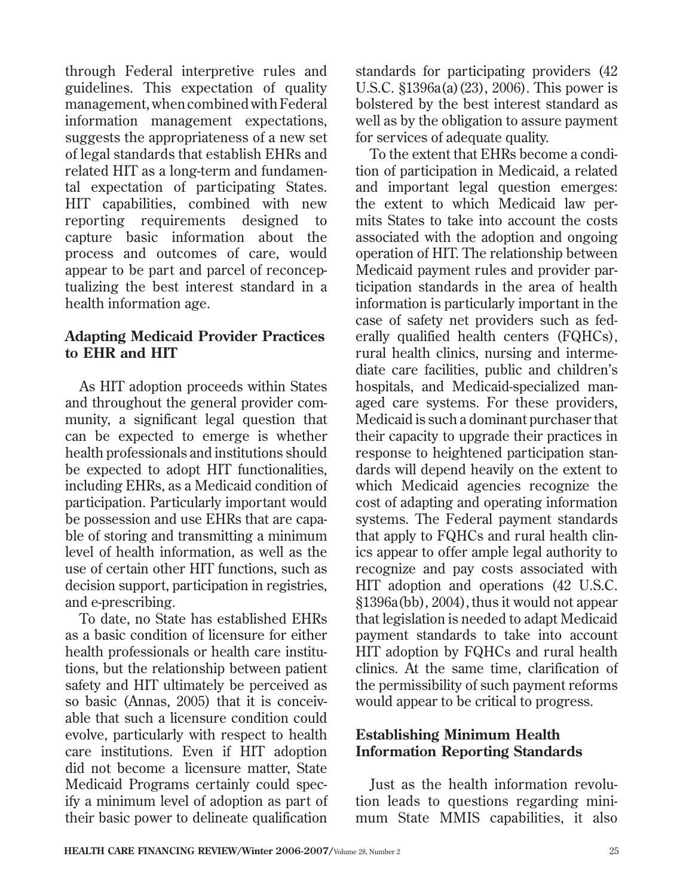through Federal interpretive rules and guidelines. This expectation of quality management, when combined with Federal information management expectations, suggests the appropriateness of a new set of legal standards that establish EHRs and related HIT as a long-term and fundamental expectation of participating States. HIT capabilities, combined with new reporting requirements designed to capture basic information about the process and outcomes of care, would appear to be part and parcel of reconceptualizing the best interest standard in a health information age.

## Adapting Medicaid Provider Practices to EHR and HIT

As HIT adoption proceeds within States and throughout the general provider community, a significant legal question that can be expected to emerge is whether health professionals and institutions should be expected to adopt HIT functionalities, including EHRs, as a Medicaid condition of participation. Particularly important would be possession and use EHRs that are capable of storing and transmitting a minimum level of health information, as well as the use of certain other HIT functions, such as decision support, participation in registries, and e-prescribing.

To date, no State has established EHRs as a basic condition of licensure for either health professionals or health care institutions, but the relationship between patient safety and HIT ultimately be perceived as so basic (Annas, 2005) that it is conceivable that such a licensure condition could evolve, particularly with respect to health care institutions. Even if HIT adoption did not become a licensure matter, State Medicaid Programs certainly could specify a minimum level of adoption as part of their basic power to delineate qualification standards for participating providers (42 U.S.C. §1396a(a)(23), 2006). This power is bolstered by the best interest standard as well as by the obligation to assure payment for services of adequate quality.

To the extent that EHRs become a condition of participation in Medicaid, a related and important legal question emerges: the extent to which Medicaid law permits States to take into account the costs associated with the adoption and ongoing operation of HIT. The relationship between Medicaid payment rules and provider participation standards in the area of health information is particularly important in the case of safety net providers such as federally qualified health centers (FQHCs), rural health clinics, nursing and intermediate care facilities, public and children's hospitals, and Medicaid-specialized managed care systems. For these providers, Medicaid is such a dominant purchaser that their capacity to upgrade their practices in response to heightened participation standards will depend heavily on the extent to which Medicaid agencies recognize the cost of adapting and operating information systems. The Federal payment standards that apply to FQHCs and rural health clinics appear to offer ample legal authority to recognize and pay costs associated with HIT adoption and operations (42 U.S.C. §1396a(bb), 2004), thus it would not appear that legislation is needed to adapt Medicaid payment standards to take into account HIT adoption by FQHCs and rural health clinics. At the same time, clarification of the permissibility of such payment reforms would appear to be critical to progress.

## Establishing Minimum Health Information Reporting Standards

Just as the health information revolution leads to questions regarding minimum State MMIS capabilities, it also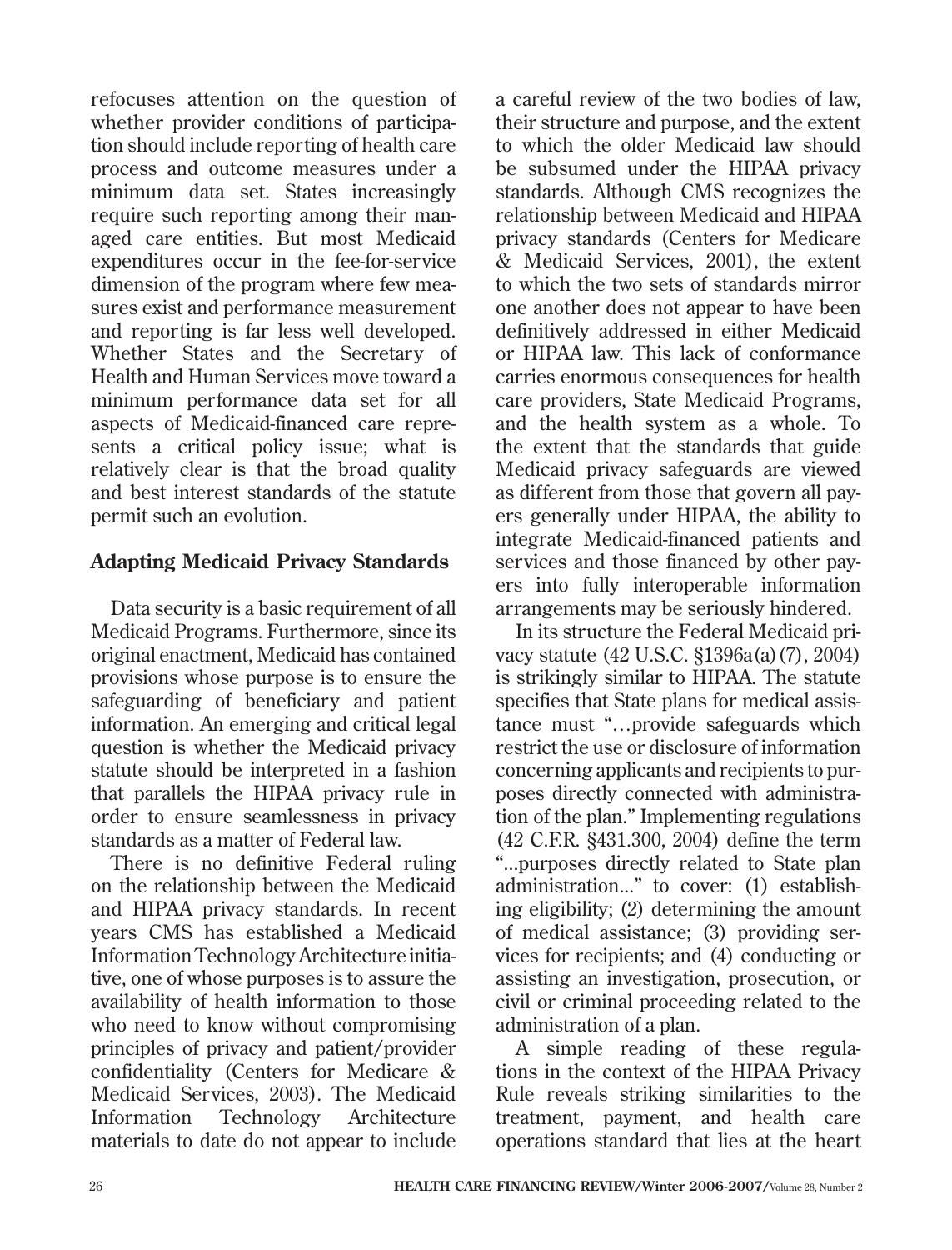refocuses attention on the question of whether provider conditions of participation should include reporting of health care process and outcome measures under a minimum data set. States increasingly require such reporting among their managed care entities. But most Medicaid expenditures occur in the fee-for-service dimension of the program where few measures exist and performance measurement and reporting is far less well developed. Whether States and the Secretary of Health and Human Services move toward a minimum performance data set for all aspects of Medicaid-financed care represents a critical policy issue; what is relatively clear is that the broad quality and best interest standards of the statute permit such an evolution.

## Adapting Medicaid Privacy Standards

Data security is a basic requirement of all Medicaid Programs. Furthermore, since its original enactment, Medicaid has contained provisions whose purpose is to ensure the safeguarding of beneficiary and patient information. An emerging and critical legal question is whether the Medicaid privacy statute should be interpreted in a fashion that parallels the HIPAA privacy rule in order to ensure seamlessness in privacy standards as a matter of Federal law.

There is no definitive Federal ruling on the relationship between the Medicaid and HIPAA privacy standards. In recent years CMS has established a Medicaid Information Technology Architecture initiative, one of whose purposes is to assure the availability of health information to those who need to know without compromising principles of privacy and patient/provider confidentiality (Centers for Medicare & Medicaid Services, 2003). The Medicaid Information Technology Architecture materials to date do not appear to include a careful review of the two bodies of law, their structure and purpose, and the extent to which the older Medicaid law should be subsumed under the HIPAA privacy standards. Although CMS recognizes the relationship between Medicaid and HIPAA privacy standards (Centers for Medicare & Medicaid Services, 2001), the extent to which the two sets of standards mirror one another does not appear to have been definitively addressed in either Medicaid or HIPAA law. This lack of conformance carries enormous consequences for health care providers, State Medicaid Programs, and the health system as a whole. To the extent that the standards that guide Medicaid privacy safeguards are viewed as different from those that govern all payers generally under HIPAA, the ability to integrate Medicaid-financed patients and services and those financed by other payers into fully interoperable information arrangements may be seriously hindered.

In its structure the Federal Medicaid privacy statute (42 U.S.C. §1396a(a)(7), 2004) is strikingly similar to HIPAA. The statute specifies that State plans for medical assistance must "…provide safeguards which restrict the use or disclosure of information concerning applicants and recipients to purposes directly connected with administration of the plan." Implementing regulations (42 C.F.R. §431.300, 2004) define the term "...purposes directly related to State plan administration..." to cover: (1) establishing eligibility; (2) determining the amount of medical assistance; (3) providing services for recipients; and (4) conducting or assisting an investigation, prosecution, or civil or criminal proceeding related to the administration of a plan.

A simple reading of these regulations in the context of the HIPAA Privacy Rule reveals striking similarities to the treatment, payment, and health care operations standard that lies at the heart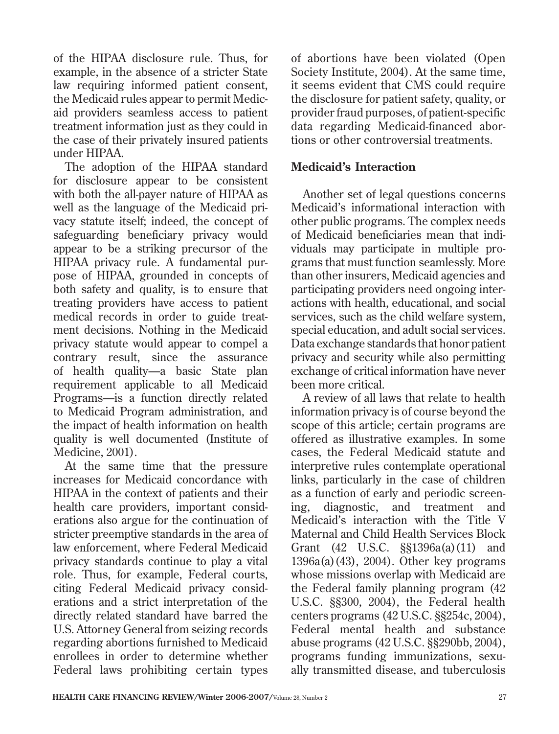of the HIPAA disclosure rule. Thus, for example, in the absence of a stricter State law requiring informed patient consent, the Medicaid rules appear to permit Medicaid providers seamless access to patient treatment information just as they could in the case of their privately insured patients under HIPAA.

The adoption of the HIPAA standard for disclosure appear to be consistent with both the all-payer nature of HIPAA as well as the language of the Medicaid privacy statute itself; indeed, the concept of safeguarding beneficiary privacy would appear to be a striking precursor of the HIPAA privacy rule. A fundamental purpose of HIPAA, grounded in concepts of both safety and quality, is to ensure that treating providers have access to patient medical records in order to guide treatment decisions. Nothing in the Medicaid privacy statute would appear to compel a contrary result, since the assurance of health quality—a basic State plan requirement applicable to all Medicaid Programs—is a function directly related to Medicaid Program administration, and the impact of health information on health quality is well documented (Institute of Medicine, 2001).

At the same time that the pressure increases for Medicaid concordance with HIPAA in the context of patients and their health care providers, important considerations also argue for the continuation of stricter preemptive standards in the area of law enforcement, where Federal Medicaid privacy standards continue to play a vital role. Thus, for example, Federal courts, citing Federal Medicaid privacy considerations and a strict interpretation of the directly related standard have barred the U.S. Attorney General from seizing records regarding abortions furnished to Medicaid enrollees in order to determine whether Federal laws prohibiting certain types of abortions have been violated (Open Society Institute, 2004). At the same time, it seems evident that CMS could require the disclosure for patient safety, quality, or provider fraud purposes, of patient-specific data regarding Medicaid-financed abortions or other controversial treatments.

## Medicaid's Interaction

Another set of legal questions concerns Medicaid's informational interaction with other public programs. The complex needs of Medicaid beneficiaries mean that individuals may participate in multiple programs that must function seamlessly. More than other insurers, Medicaid agencies and participating providers need ongoing interactions with health, educational, and social services, such as the child welfare system, special education, and adult social services. Data exchange standards that honor patient privacy and security while also permitting exchange of critical information have never been more critical.

A review of all laws that relate to health information privacy is of course beyond the scope of this article; certain programs are offered as illustrative examples. In some cases, the Federal Medicaid statute and interpretive rules contemplate operational links, particularly in the case of children as a function of early and periodic screening, diagnostic, and treatment and Medicaid's interaction with the Title V Maternal and Child Health Services Block Grant (42 U.S.C. §§1396a(a)(11) and 1396a(a)(43), 2004). Other key programs whose missions overlap with Medicaid are the Federal family planning program (42 U.S.C. §§300, 2004), the Federal health centers programs (42 U.S.C. §§254c, 2004), Federal mental health and substance abuse programs (42 U.S.C. §§290bb, 2004), programs funding immunizations, sexually transmitted disease, and tuberculosis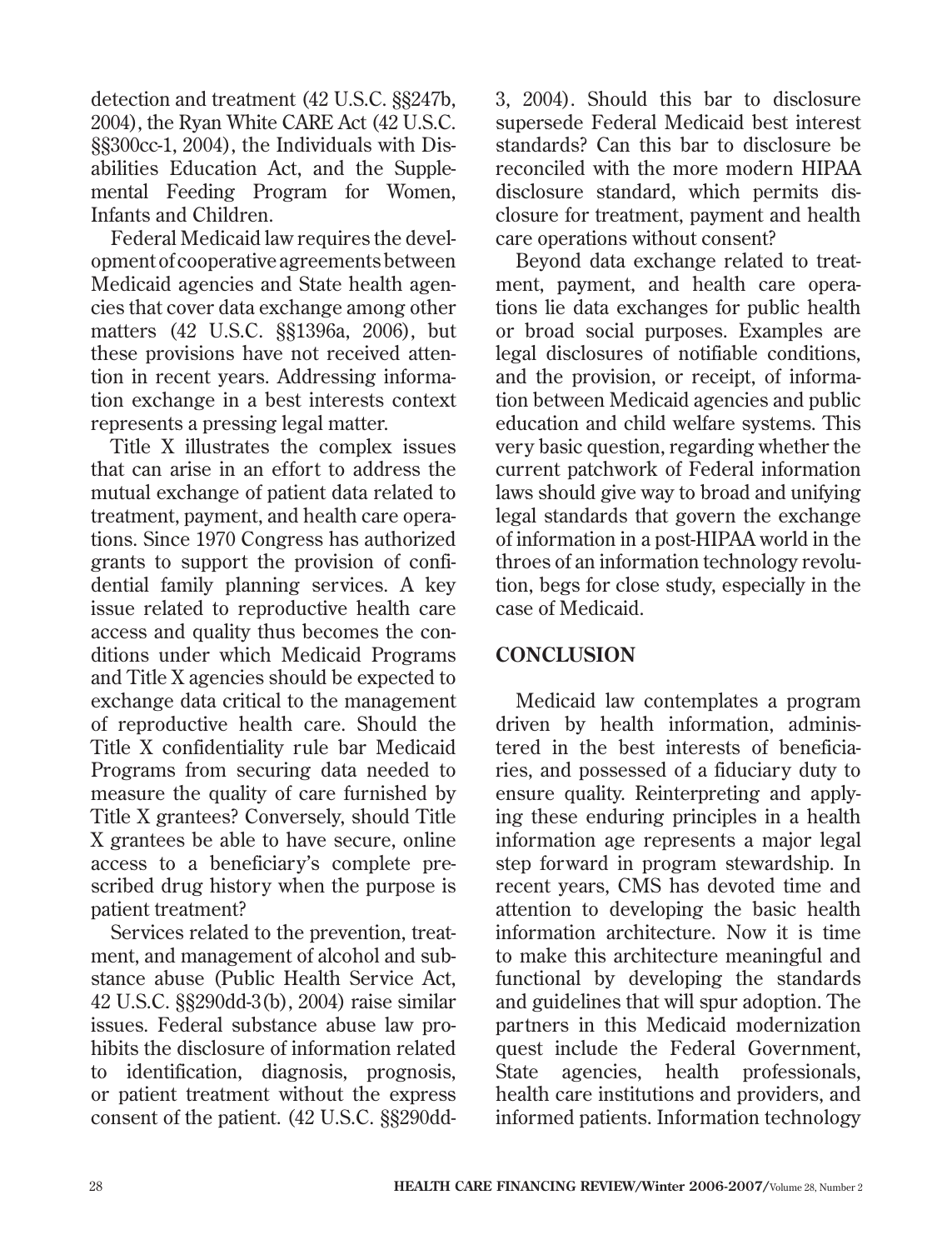detection and treatment (42 U.S.C. §§247b, 2004), the Ryan White CARE Act (42 U.S.C. §§300cc-1, 2004), the Individuals with Disabilities Education Act, and the Supplemental Feeding Program for Women, Infants and Children.

Federal Medicaid law requires the development of cooperative agreements between Medicaid agencies and State health agencies that cover data exchange among other matters (42 U.S.C. §§1396a, 2006), but these provisions have not received attention in recent years. Addressing information exchange in a best interests context represents a pressing legal matter.

Title X illustrates the complex issues that can arise in an effort to address the mutual exchange of patient data related to treatment, payment, and health care operations. Since 1970 Congress has authorized grants to support the provision of confidential family planning services. A key issue related to reproductive health care access and quality thus becomes the conditions under which Medicaid Programs and Title X agencies should be expected to exchange data critical to the management of reproductive health care. Should the Title X confidentiality rule bar Medicaid Programs from securing data needed to measure the quality of care furnished by Title X grantees? Conversely, should Title X grantees be able to have secure, online access to a beneficiary's complete prescribed drug history when the purpose is patient treatment?

Services related to the prevention, treatment, and management of alcohol and substance abuse (Public Health Service Act, 42 U.S.C. §§290dd-3(b), 2004) raise similar issues. Federal substance abuse law prohibits the disclosure of information related to identification, diagnosis, prognosis, or patient treatment without the express consent of the patient. (42 U.S.C. §§290dd-3, 2004). Should this bar to disclosure supersede Federal Medicaid best interest standards? Can this bar to disclosure be reconciled with the more modern HIPAA disclosure standard, which permits disclosure for treatment, payment and health care operations without consent?

Beyond data exchange related to treatment, payment, and health care operations lie data exchanges for public health or broad social purposes. Examples are legal disclosures of notifiable conditions, and the provision, or receipt, of information between Medicaid agencies and public education and child welfare systems. This very basic question, regarding whether the current patchwork of Federal information laws should give way to broad and unifying legal standards that govern the exchange of information in a post-HIPAA world in the throes of an information technology revolution, begs for close study, especially in the case of Medicaid.

## CONCLUSION

Medicaid law contemplates a program driven by health information, administered in the best interests of beneficiaries, and possessed of a fiduciary duty to ensure quality. Reinterpreting and applying these enduring principles in a health information age represents a major legal step forward in program stewardship. In recent years, CMS has devoted time and attention to developing the basic health information architecture. Now it is time to make this architecture meaningful and functional by developing the standards and guidelines that will spur adoption. The partners in this Medicaid modernization quest include the Federal Government, State agencies, health professionals, health care institutions and providers, and informed patients. Information technology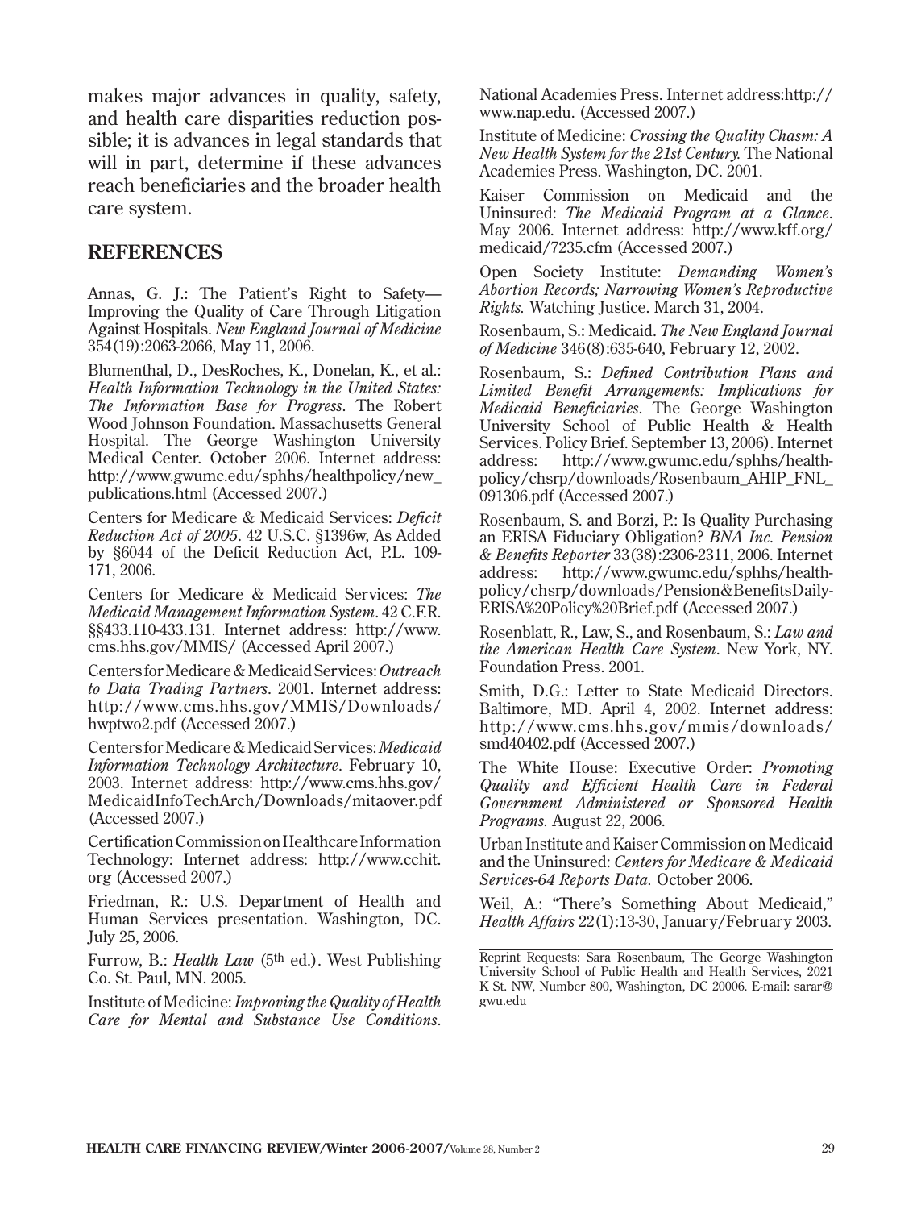makes major advances in quality, safety, and health care disparities reduction possible; it is advances in legal standards that will in part, determine if these advances reach beneficiaries and the broader health care system.

## REFERENCES

Annas, G. J.: The Patient's Right to Safety—Improving the Quality of Care Through Litigation Against Hospitals. *New England Journal of Medicine* 354(19):2063-2066, May 11, 2006.

Blumenthal, D., DesRoches, K., Donelan, K., et al.: *Health Information Technology in the United States: The Information Base for Progress*. The Robert Wood Johnson Foundation. Massachusetts General Hospital. The George Washington University Medical Center. October 2006. Internet address: http://www.gwumc.edu/sphhs/healthpolicy/new_publications.html (Accessed 2007.)

Centers for Medicare & Medicaid Services: *Deficit Reduction Act of 2005*. 42 U.S.C. §1396w, As Added by §6044 of the Deficit Reduction Act, P.L. 109-171, 2006.

Centers for Medicare & Medicaid Services: *The Medicaid Management Information System*. 42 C.F.R. §§433.110-433.131. Internet address: http://www.cms.hhs.gov/MMIS/ (Accessed April 2007.)

Centers for Medicare & Medicaid Services: *Outreach to Data Trading Partners*. 2001. Internet address: http://www.cms.hhs.gov/MMIS/Downloads/hwptwo2.pdf (Accessed 2007.)

Centers for Medicare & Medicaid Services: *Medicaid Information Technology Architecture*. February 10, 2003. Internet address: http://www.cms.hhs.gov/MedicaidInfoTechArch/Downloads/mitaover.pdf (Accessed 2007.)

Certification Commission on Healthcare Information Technology: Internet address: http://www.cchit.org (Accessed 2007.)

Friedman, R.: U.S. Department of Health and Human Services presentation. Washington, DC. July 25, 2006.

Furrow, B.: *Health Law* (5th ed.). West Publishing Co. St. Paul, MN. 2005.

Institute of Medicine: *Improving the Quality of Health Care for Mental and Substance Use Conditions*. National Academies Press. Internet address:http://www.nap.edu. (Accessed 2007.)

Institute of Medicine: *Crossing the Quality Chasm: A New Health System for the 21st Century.* The National Academies Press. Washington, DC. 2001.

Kaiser Commission on Medicaid and the Uninsured: *The Medicaid Program at a Glance*. May 2006. Internet address: http://www.kff.org/medicaid/7235.cfm (Accessed 2007.)

Open Society Institute: *Demanding Women's Abortion Records; Narrowing Women's Reproductive Rights.* Watching Justice. March 31, 2004.

Rosenbaum, S.: Medicaid. *The New England Journal of Medicine* 346(8):635-640, February 12, 2002.

Rosenbaum, S.: *Defined Contribution Plans and Limited Benefit Arrangements: Implications for Medicaid Beneficiaries*. The George Washington University School of Public Health & Health Services. Policy Brief. September 13, 2006). Internet address: http://www.gwumc.edu/sphhs/healthpolicy/chsrp/downloads/Rosenbaum_AHIP_FNL_091306.pdf (Accessed 2007.)

Rosenbaum, S. and Borzi, P.: Is Quality Purchasing an ERISA Fiduciary Obligation? *BNA Inc. Pension & Benefits Reporter* 33(38):2306-2311, 2006. Internet address: http://www.gwumc.edu/sphhs/healthpolicy/chsrp/downloads/Pension&BenefitsDaily-ERISA%20Policy%20Brief.pdf (Accessed 2007.)

Rosenblatt, R., Law, S., and Rosenbaum, S.: *Law and the American Health Care System*. New York, NY. Foundation Press. 2001.

Smith, D.G.: Letter to State Medicaid Directors. Baltimore, MD. April 4, 2002. Internet address: http://www.cms.hhs.gov/mmis/downloads/smd40402.pdf (Accessed 2007.)

The White House: Executive Order: *Promoting Quality and Efficient Health Care in Federal Government Administered or Sponsored Health Programs.* August 22, 2006.

Urban Institute and Kaiser Commission on Medicaid and the Uninsured: *Centers for Medicare & Medicaid Services-64 Reports Data.* October 2006.

Weil, A.: "There's Something About Medicaid," *Health Affairs* 22(1):13-30, January/February 2003.

---

Reprint Requests: Sara Rosenbaum, The George Washington University School of Public Health and Health Services, 2021 K St. NW, Number 800, Washington, DC 20006. E-mail: sarar@gwu.edu